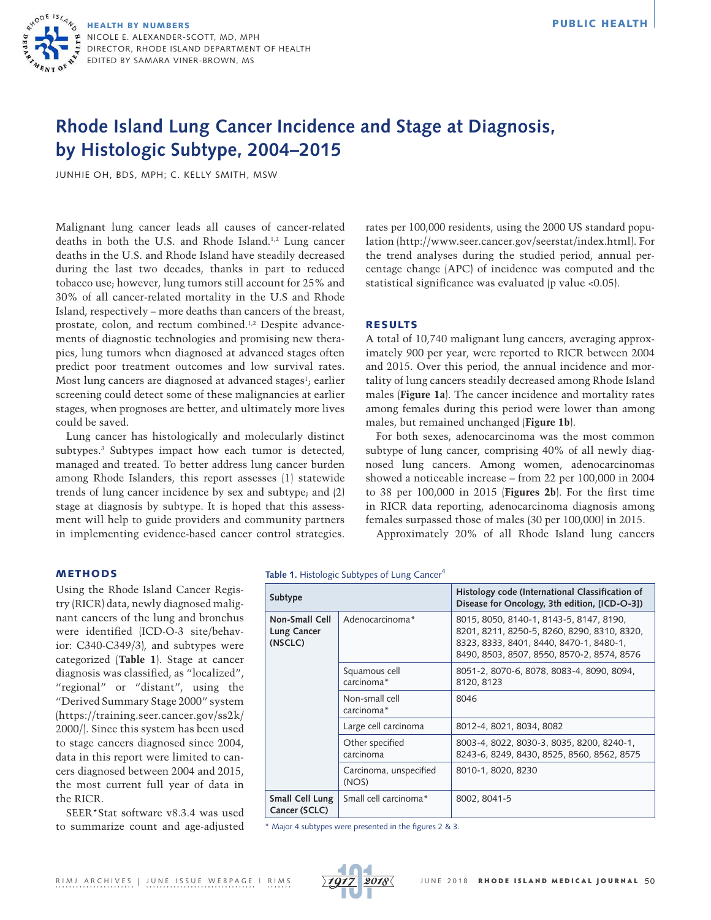HEALTH BY NUMBERS
NICOLE E. ALEXANDER-SCOTT, MD, MPH
DIRECTOR, RHODE ISLAND DEPARTMENT OF HEALTH
EDITED BY SAMARA VINER-BROWN, MS

# Rhode Island Lung Cancer Incidence and Stage at Diagnosis, by Histologic Subtype, 2004–2015

JUNHIE OH, BDS, MPH; C. KELLY SMITH, MSW

Malignant lung cancer leads all causes of cancer-related deaths in both the U.S. and Rhode Island.[1,2] Lung cancer deaths in the U.S. and Rhode Island have steadily decreased during the last two decades, thanks in part to reduced tobacco use; however, lung tumors still account for 25% and 30% of all cancer-related mortality in the U.S and Rhode Island, respectively – more deaths than cancers of the breast, prostate, colon, and rectum combined.[1,2] Despite advancements of diagnostic technologies and promising new therapies, lung tumors when diagnosed at advanced stages often predict poor treatment outcomes and low survival rates. Most lung cancers are diagnosed at advanced stages[1]; earlier screening could detect some of these malignancies at earlier stages, when prognoses are better, and ultimately more lives could be saved.

Lung cancer has histologically and molecularly distinct subtypes.[3] Subtypes impact how each tumor is detected, managed and treated. To better address lung cancer burden among Rhode Islanders, this report assesses (1) statewide trends of lung cancer incidence by sex and subtype; and (2) stage at diagnosis by subtype. It is hoped that this assessment will help to guide providers and community partners in implementing evidence-based cancer control strategies.

## METHODS

Using the Rhode Island Cancer Registry (RICR) data, newly diagnosed malignant cancers of the lung and bronchus were identified (ICD-O-3 site/behavior: C340-C349/3), and subtypes were categorized (**Table 1**). Stage at cancer diagnosis was classified, as "localized", "regional" or "distant", using the "Derived Summary Stage 2000" system (https://training.seer.cancer.gov/ss2k/2000/). Since this system has been used to stage cancers diagnosed since 2004, data in this report were limited to cancers diagnosed between 2004 and 2015, the most current full year of data in the RICR.

SEER*Stat software v8.3.4 was used to summarize count and age-adjusted rates per 100,000 residents, using the 2000 US standard population (http://www.seer.cancer.gov/seerstat/index.html). For the trend analyses during the studied period, annual percentage change (APC) of incidence was computed and the statistical significance was evaluated (p value <0.05).

**Table 1.** Histologic Subtypes of Lung Cancer[4]

| Subtype | | Histology code (International Classification of Disease for Oncology, 3th edition, [ICD-O-3]) |
|---|---|---|
| **Non-Small Cell Lung Cancer (NSCLC)** | Adenocarcinoma* | 8015, 8050, 8140-1, 8143-5, 8147, 8190, 8201, 8211, 8250-5, 8260, 8290, 8310, 8320, 8323, 8333, 8401, 8440, 8470-1, 8480-1, 8490, 8503, 8507, 8550, 8570-2, 8574, 8576 |
| | Squamous cell carcinoma* | 8051-2, 8070-6, 8078, 8083-4, 8090, 8094, 8120, 8123 |
| | Non-small cell carcinoma* | 8046 |
| | Large cell carcinoma | 8012-4, 8021, 8034, 8082 |
| | Other specified carcinoma | 8003-4, 8022, 8030-3, 8035, 8200, 8240-1, 8243-6, 8249, 8430, 8525, 8560, 8562, 8575 |
| | Carcinoma, unspecified (NOS) | 8010-1, 8020, 8230 |
| **Small Cell Lung Cancer (SCLC)** | Small cell carcinoma* | 8002, 8041-5 |

\* Major 4 subtypes were presented in the figures 2 & 3.

## RESULTS

A total of 10,740 malignant lung cancers, averaging approximately 900 per year, were reported to RICR between 2004 and 2015. Over this period, the annual incidence and mortality of lung cancers steadily decreased among Rhode Island males (**Figure 1a**). The cancer incidence and mortality rates among females during this period were lower than among males, but remained unchanged (**Figure 1b**).

For both sexes, adenocarcinoma was the most common subtype of lung cancer, comprising 40% of all newly diagnosed lung cancers. Among women, adenocarcinomas showed a noticeable increase – from 22 per 100,000 in 2004 to 38 per 100,000 in 2015 (**Figures 2b**). For the first time in RICR data reporting, adenocarcinoma diagnosis among females surpassed those of males (30 per 100,000) in 2015.

Approximately 20% of all Rhode Island lung cancers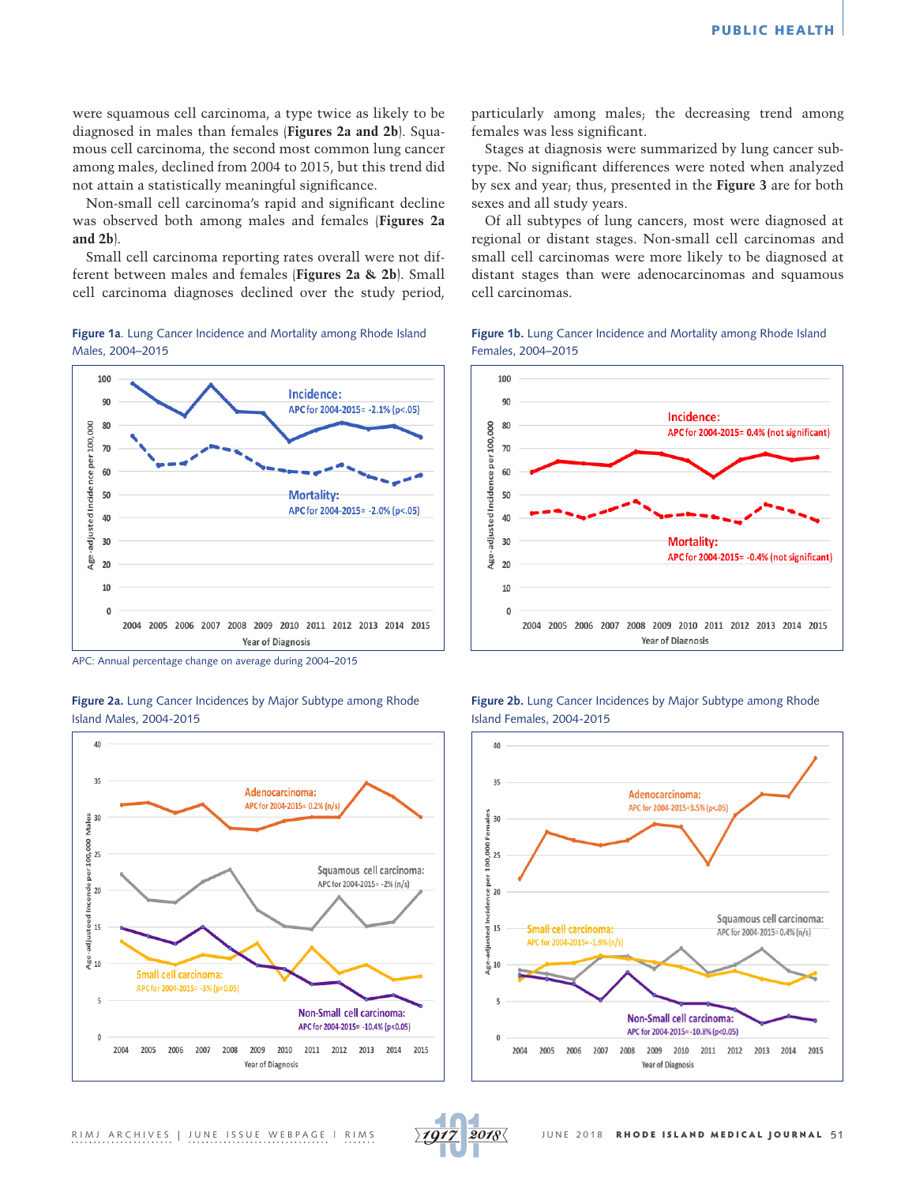were squamous cell carcinoma, a type twice as likely to be diagnosed in males than females (**Figures 2a and 2b**). Squamous cell carcinoma, the second most common lung cancer among males, declined from 2004 to 2015, but this trend did not attain a statistically meaningful significance.

Non-small cell carcinoma's rapid and significant decline was observed both among males and females (**Figures 2a and 2b**).

Small cell carcinoma reporting rates overall were not different between males and females (**Figures 2a & 2b**). Small cell carcinoma diagnoses declined over the study period, particularly among males; the decreasing trend among females was less significant.

Stages at diagnosis were summarized by lung cancer subtype. No significant differences were noted when analyzed by sex and year; thus, presented in the **Figure 3** are for both sexes and all study years.

Of all subtypes of lung cancers, most were diagnosed at regional or distant stages. Non-small cell carcinomas and small cell carcinomas were more likely to be diagnosed at distant stages than were adenocarcinomas and squamous cell carcinomas.

**Figure 1a**. Lung Cancer Incidence and Mortality among Rhode Island Males, 2004–2015

APC: Annual percentage change on average during 2004–2015

**Figure 1b.** Lung Cancer Incidence and Mortality among Rhode Island Females, 2004–2015

**Figure 2a.** Lung Cancer Incidences by Major Subtype among Rhode Island Males, 2004-2015

**Figure 2b.** Lung Cancer Incidences by Major Subtype among Rhode Island Females, 2004-2015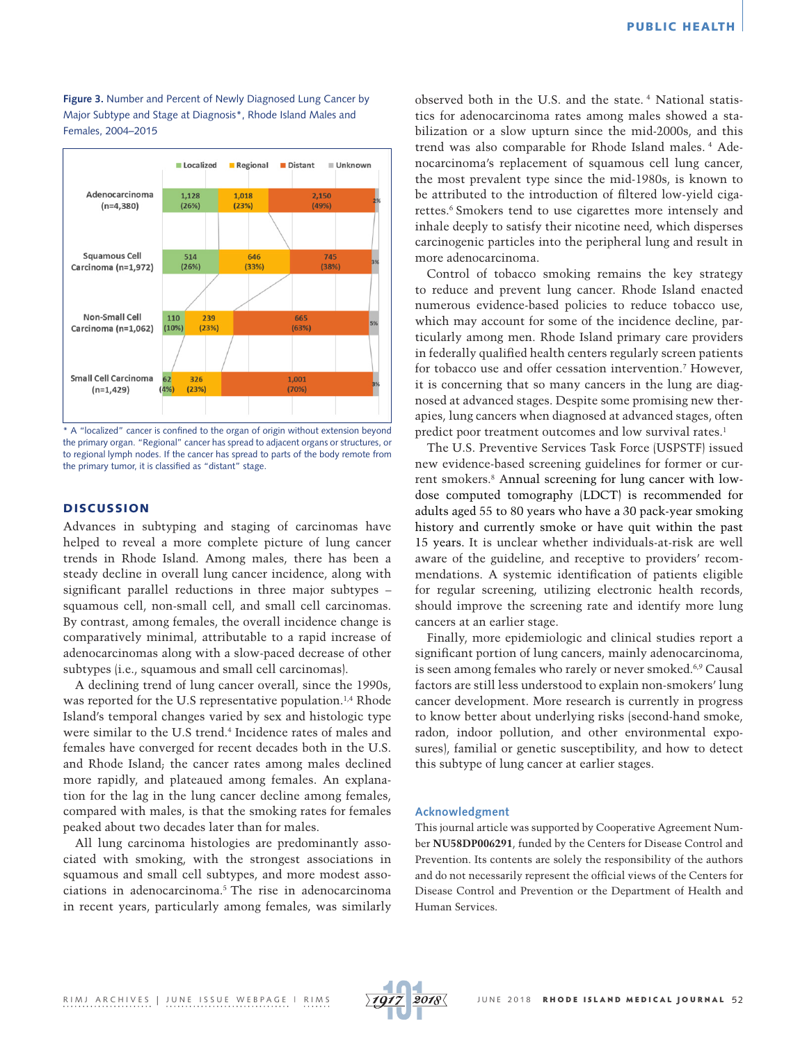**Figure 3.** Number and Percent of Newly Diagnosed Lung Cancer by Major Subtype and Stage at Diagnosis*, Rhode Island Males and Females, 2004–2015

| Subtype | Localized | Regional | Distant | Unknown |
|---|---|---|---|---|
| Adenocarcinoma (n=4,380) | 1,128 (26%) | 1,018 (23%) | 2,150 (49%) | 2% |
| Squamous Cell Carcinoma (n=1,972) | 514 (26%) | 646 (33%) | 745 (38%) | 3% |
| Non-Small Cell Carcinoma (n=1,062) | 110 (10%) | 239 (23%) | 665 (63%) | 5% |
| Small Cell Carcinoma (n=1,429) | 62 (4%) | 326 (23%) | 1,001 (70%) | 3% |

* A "localized" cancer is confined to the organ of origin without extension beyond the primary organ. "Regional" cancer has spread to adjacent organs or structures, or to regional lymph nodes. If the cancer has spread to parts of the body remote from the primary tumor, it is classified as "distant" stage.

## DISCUSSION

Advances in subtyping and staging of carcinomas have helped to reveal a more complete picture of lung cancer trends in Rhode Island. Among males, there has been a steady decline in overall lung cancer incidence, along with significant parallel reductions in three major subtypes – squamous cell, non-small cell, and small cell carcinomas. By contrast, among females, the overall incidence change is comparatively minimal, attributable to a rapid increase of adenocarcinomas along with a slow-paced decrease of other subtypes (i.e., squamous and small cell carcinomas).

A declining trend of lung cancer overall, since the 1990s, was reported for the U.S representative population.[1,4] Rhode Island's temporal changes varied by sex and histologic type were similar to the U.S trend.[4] Incidence rates of males and females have converged for recent decades both in the U.S. and Rhode Island; the cancer rates among males declined more rapidly, and plateaued among females. An explanation for the lag in the lung cancer decline among females, compared with males, is that the smoking rates for females peaked about two decades later than for males.

All lung carcinoma histologies are predominantly associated with smoking, with the strongest associations in squamous and small cell subtypes, and more modest associations in adenocarcinoma.[5] The rise in adenocarcinoma in recent years, particularly among females, was similarly observed both in the U.S. and the state.[4] National statistics for adenocarcinoma rates among males showed a stabilization or a slow upturn since the mid-2000s, and this trend was also comparable for Rhode Island males.[4] Adenocarcinoma's replacement of squamous cell lung cancer, the most prevalent type since the mid-1980s, is known to be attributed to the introduction of filtered low-yield cigarettes.[6] Smokers tend to use cigarettes more intensely and inhale deeply to satisfy their nicotine need, which disperses carcinogenic particles into the peripheral lung and result in more adenocarcinoma.

Control of tobacco smoking remains the key strategy to reduce and prevent lung cancer. Rhode Island enacted numerous evidence-based policies to reduce tobacco use, which may account for some of the incidence decline, particularly among men. Rhode Island primary care providers in federally qualified health centers regularly screen patients for tobacco use and offer cessation intervention.[7] However, it is concerning that so many cancers in the lung are diagnosed at advanced stages. Despite some promising new therapies, lung cancers when diagnosed at advanced stages, often predict poor treatment outcomes and low survival rates.[1]

The U.S. Preventive Services Task Force (USPSTF) issued new evidence-based screening guidelines for former or current smokers.[8] Annual screening for lung cancer with low-dose computed tomography (LDCT) is recommended for adults aged 55 to 80 years who have a 30 pack-year smoking history and currently smoke or have quit within the past 15 years. It is unclear whether individuals-at-risk are well aware of the guideline, and receptive to providers' recommendations. A systemic identification of patients eligible for regular screening, utilizing electronic health records, should improve the screening rate and identify more lung cancers at an earlier stage.

Finally, more epidemiologic and clinical studies report a significant portion of lung cancers, mainly adenocarcinoma, is seen among females who rarely or never smoked.[6,9] Causal factors are still less understood to explain non-smokers' lung cancer development. More research is currently in progress to know better about underlying risks (second-hand smoke, radon, indoor pollution, and other environmental exposures), familial or genetic susceptibility, and how to detect this subtype of lung cancer at earlier stages.

### Acknowledgment

This journal article was supported by Cooperative Agreement Number **NU58DP006291**, funded by the Centers for Disease Control and Prevention. Its contents are solely the responsibility of the authors and do not necessarily represent the official views of the Centers for Disease Control and Prevention or the Department of Health and Human Services.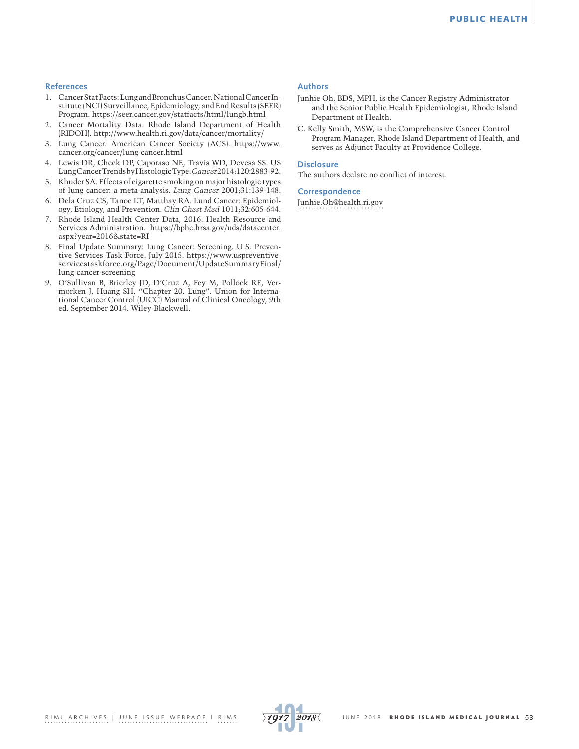## References

1. Cancer Stat Facts: Lung and Bronchus Cancer. National Cancer Institute (NCI) Surveillance, Epidemiology, and End Results (SEER) Program. https://seer.cancer.gov/statfacts/html/lungb.html
2. Cancer Mortality Data. Rhode Island Department of Health (RIDOH). http://www.health.ri.gov/data/cancer/mortality/
3. Lung Cancer. American Cancer Society (ACS). https://www.cancer.org/cancer/lung-cancer.html
4. Lewis DR, Check DP, Caporaso NE, Travis WD, Devesa SS. US Lung Cancer Trends by Histologic Type. *Cancer* 2014;120:2883-92.
5. Khuder SA. Effects of cigarette smoking on major histologic types of lung cancer: a meta-analysis. *Lung Cancer* 2001;31:139-148.
6. Dela Cruz CS, Tanoe LT, Matthay RA. Lund Cancer: Epidemiology, Etiology, and Prevention. *Clin Chest Med* 1011;32:605-644.
7. Rhode Island Health Center Data, 2016. Health Resource and Services Administration. https://bphc.hrsa.gov/uds/datacenter.aspx?year=2016&state=RI
8. Final Update Summary: Lung Cancer: Screening. U.S. Preventive Services Task Force. July 2015. https://www.uspreventiveservicestaskforce.org/Page/Document/UpdateSummaryFinal/lung-cancer-screening
9. O'Sullivan B, Brierley JD, D'Cruz A, Fey M, Pollock RE, Vermorken J, Huang SH. "Chapter 20. Lung". Union for International Cancer Control (UICC) Manual of Clinical Oncology, 9th ed. September 2014. Wiley-Blackwell.

## Authors

Junhie Oh, BDS, MPH, is the Cancer Registry Administrator and the Senior Public Health Epidemiologist, Rhode Island Department of Health.

C. Kelly Smith, MSW, is the Comprehensive Cancer Control Program Manager, Rhode Island Department of Health, and serves as Adjunct Faculty at Providence College.

## Disclosure

The authors declare no conflict of interest.

## Correspondence

Junhie.Oh@health.ri.gov